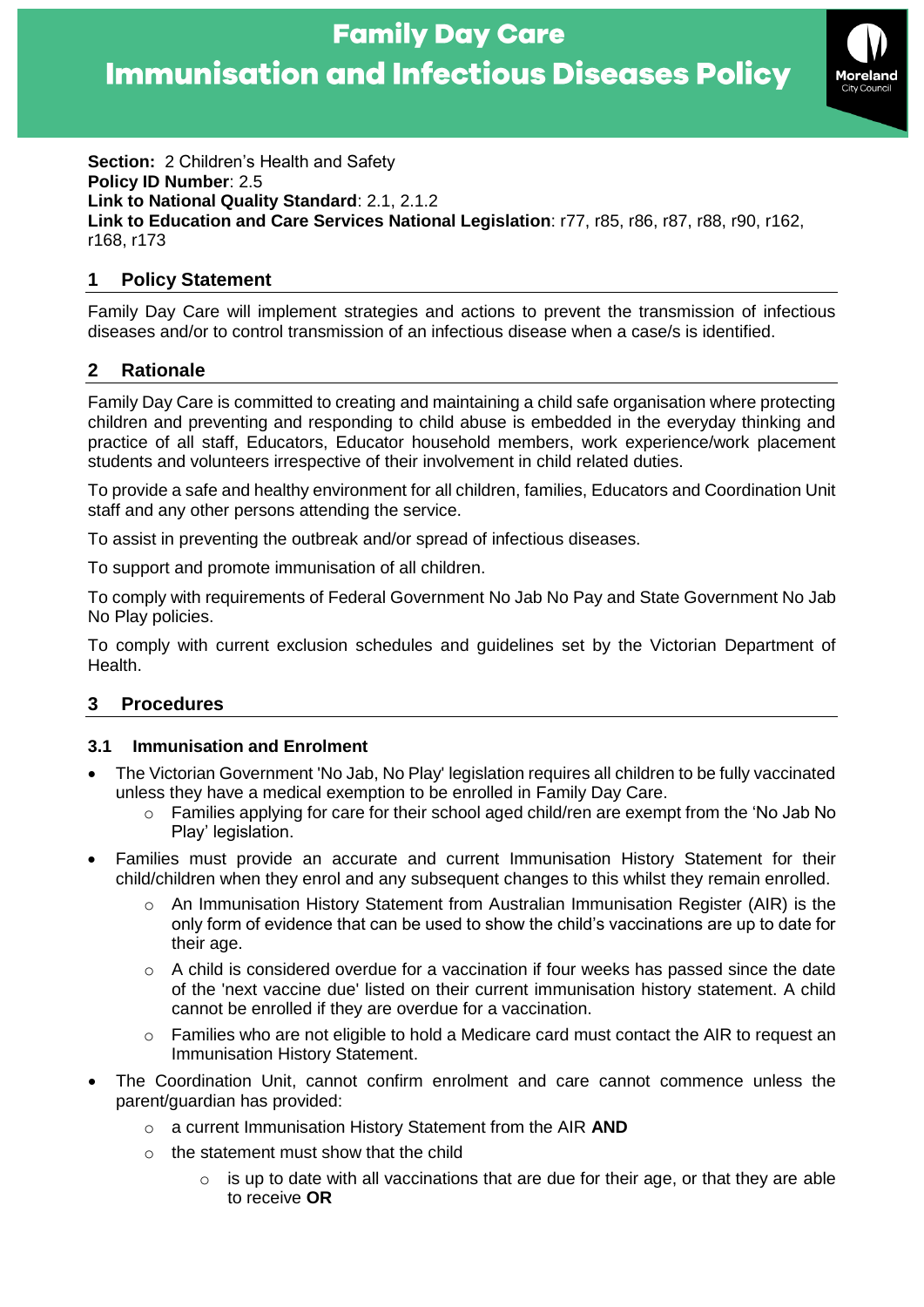# Family Day Care
# Immunisation and Infectious Diseases Policy

**Section:** 2 Children's Health and Safety
**Policy ID Number**: 2.5
**Link to National Quality Standard**: 2.1, 2.1.2
**Link to Education and Care Services National Legislation**: r77, r85, r86, r87, r88, r90, r162, r168, r173

## 1 Policy Statement

Family Day Care will implement strategies and actions to prevent the transmission of infectious diseases and/or to control transmission of an infectious disease when a case/s is identified.

## 2 Rationale

Family Day Care is committed to creating and maintaining a child safe organisation where protecting children and preventing and responding to child abuse is embedded in the everyday thinking and practice of all staff, Educators, Educator household members, work experience/work placement students and volunteers irrespective of their involvement in child related duties.

To provide a safe and healthy environment for all children, families, Educators and Coordination Unit staff and any other persons attending the service.

To assist in preventing the outbreak and/or spread of infectious diseases.

To support and promote immunisation of all children.

To comply with requirements of Federal Government No Jab No Pay and State Government No Jab No Play policies.

To comply with current exclusion schedules and guidelines set by the Victorian Department of Health.

## 3 Procedures

### 3.1 Immunisation and Enrolment

- The Victorian Government 'No Jab, No Play' legislation requires all children to be fully vaccinated unless they have a medical exemption to be enrolled in Family Day Care.
  - Families applying for care for their school aged child/ren are exempt from the 'No Jab No Play' legislation.
- Families must provide an accurate and current Immunisation History Statement for their child/children when they enrol and any subsequent changes to this whilst they remain enrolled.
  - An Immunisation History Statement from Australian Immunisation Register (AIR) is the only form of evidence that can be used to show the child's vaccinations are up to date for their age.
  - A child is considered overdue for a vaccination if four weeks has passed since the date of the 'next vaccine due' listed on their current immunisation history statement. A child cannot be enrolled if they are overdue for a vaccination.
  - Families who are not eligible to hold a Medicare card must contact the AIR to request an Immunisation History Statement.
- The Coordination Unit, cannot confirm enrolment and care cannot commence unless the parent/guardian has provided:
  - a current Immunisation History Statement from the AIR **AND**
  - the statement must show that the child
    - is up to date with all vaccinations that are due for their age, or that they are able to receive **OR**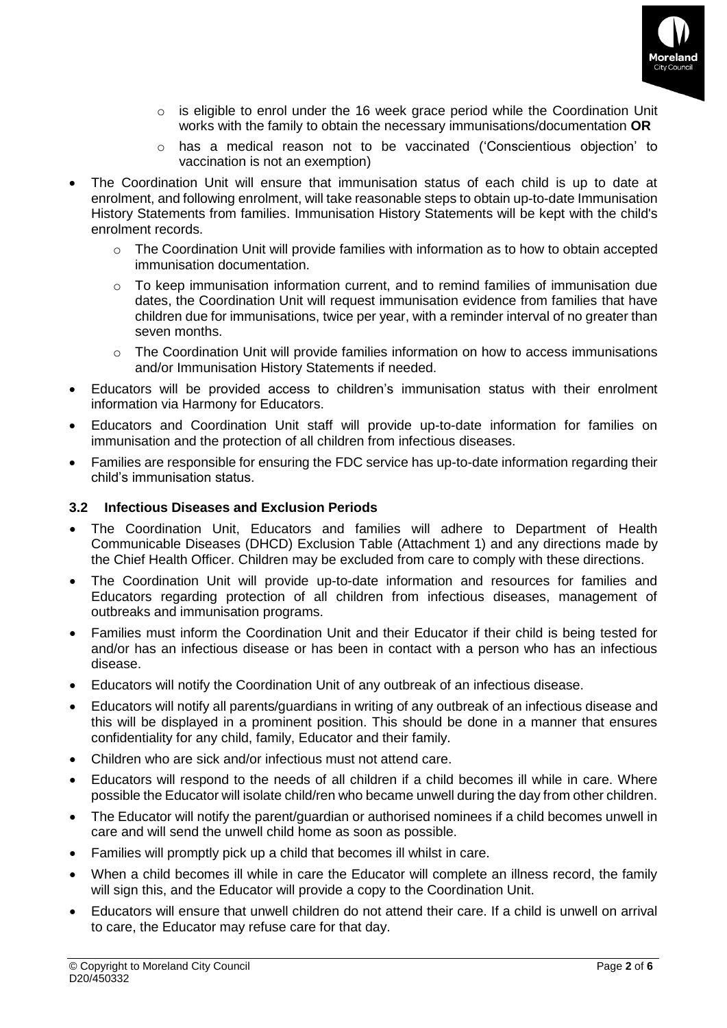- is eligible to enrol under the 16 week grace period while the Coordination Unit works with the family to obtain the necessary immunisations/documentation **OR**
    - has a medical reason not to be vaccinated ('Conscientious objection' to vaccination is not an exemption)
- The Coordination Unit will ensure that immunisation status of each child is up to date at enrolment, and following enrolment, will take reasonable steps to obtain up-to-date Immunisation History Statements from families. Immunisation History Statements will be kept with the child's enrolment records.
    - The Coordination Unit will provide families with information as to how to obtain accepted immunisation documentation.
    - To keep immunisation information current, and to remind families of immunisation due dates, the Coordination Unit will request immunisation evidence from families that have children due for immunisations, twice per year, with a reminder interval of no greater than seven months.
    - The Coordination Unit will provide families information on how to access immunisations and/or Immunisation History Statements if needed.
- Educators will be provided access to children's immunisation status with their enrolment information via Harmony for Educators.
- Educators and Coordination Unit staff will provide up-to-date information for families on immunisation and the protection of all children from infectious diseases.
- Families are responsible for ensuring the FDC service has up-to-date information regarding their child's immunisation status.

### 3.2 Infectious Diseases and Exclusion Periods

- The Coordination Unit, Educators and families will adhere to Department of Health Communicable Diseases (DHCD) Exclusion Table (Attachment 1) and any directions made by the Chief Health Officer. Children may be excluded from care to comply with these directions.
- The Coordination Unit will provide up-to-date information and resources for families and Educators regarding protection of all children from infectious diseases, management of outbreaks and immunisation programs.
- Families must inform the Coordination Unit and their Educator if their child is being tested for and/or has an infectious disease or has been in contact with a person who has an infectious disease.
- Educators will notify the Coordination Unit of any outbreak of an infectious disease.
- Educators will notify all parents/guardians in writing of any outbreak of an infectious disease and this will be displayed in a prominent position. This should be done in a manner that ensures confidentiality for any child, family, Educator and their family.
- Children who are sick and/or infectious must not attend care.
- Educators will respond to the needs of all children if a child becomes ill while in care. Where possible the Educator will isolate child/ren who became unwell during the day from other children.
- The Educator will notify the parent/guardian or authorised nominees if a child becomes unwell in care and will send the unwell child home as soon as possible.
- Families will promptly pick up a child that becomes ill whilst in care.
- When a child becomes ill while in care the Educator will complete an illness record, the family will sign this, and the Educator will provide a copy to the Coordination Unit.
- Educators will ensure that unwell children do not attend their care. If a child is unwell on arrival to care, the Educator may refuse care for that day.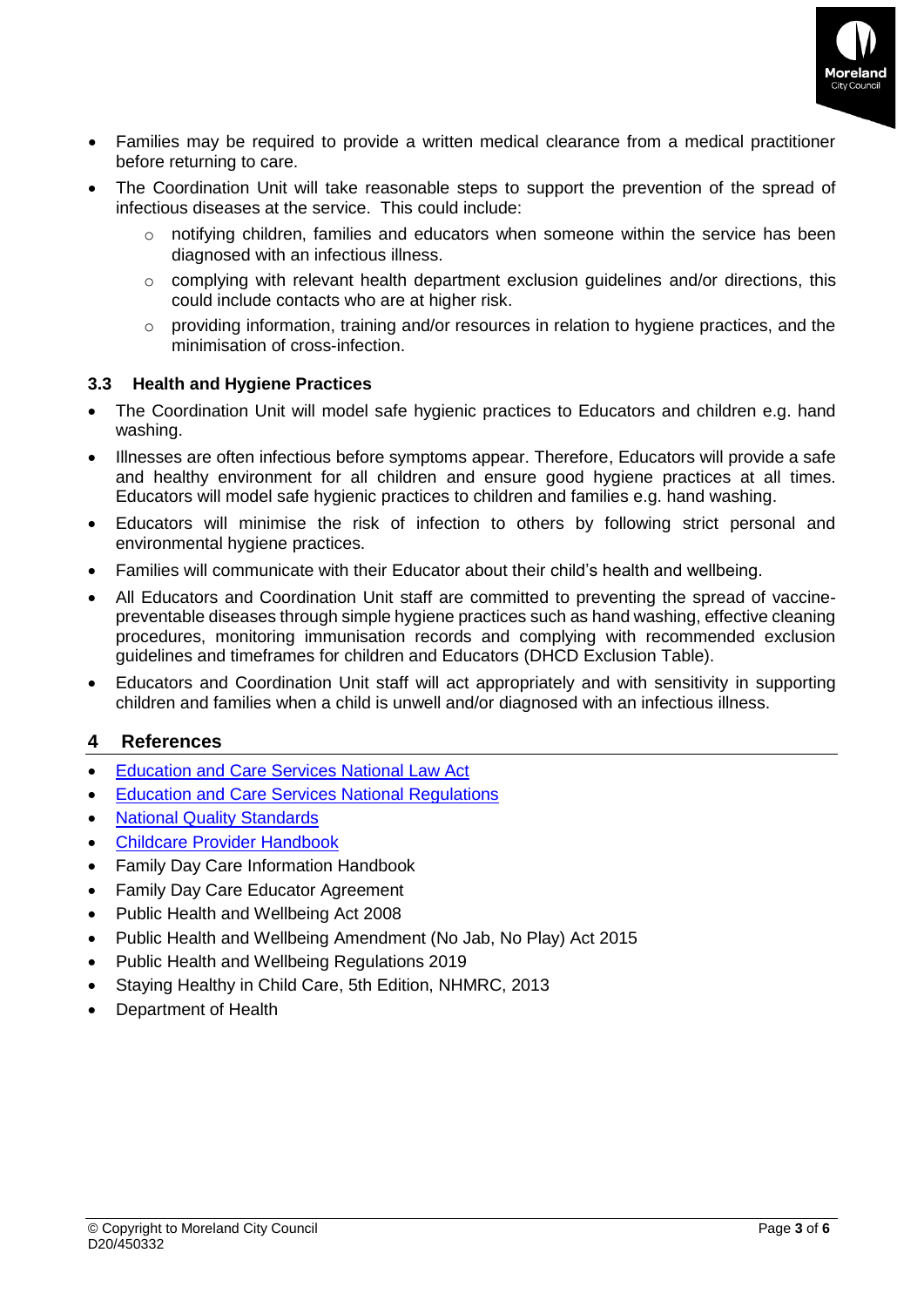- Families may be required to provide a written medical clearance from a medical practitioner before returning to care.
- The Coordination Unit will take reasonable steps to support the prevention of the spread of infectious diseases at the service. This could include:
  - notifying children, families and educators when someone within the service has been diagnosed with an infectious illness.
  - complying with relevant health department exclusion guidelines and/or directions, this could include contacts who are at higher risk.
  - providing information, training and/or resources in relation to hygiene practices, and the minimisation of cross-infection.

### 3.3 Health and Hygiene Practices

- The Coordination Unit will model safe hygienic practices to Educators and children e.g. hand washing.
- Illnesses are often infectious before symptoms appear. Therefore, Educators will provide a safe and healthy environment for all children and ensure good hygiene practices at all times. Educators will model safe hygienic practices to children and families e.g. hand washing.
- Educators will minimise the risk of infection to others by following strict personal and environmental hygiene practices.
- Families will communicate with their Educator about their child's health and wellbeing.
- All Educators and Coordination Unit staff are committed to preventing the spread of vaccine-preventable diseases through simple hygiene practices such as hand washing, effective cleaning procedures, monitoring immunisation records and complying with recommended exclusion guidelines and timeframes for children and Educators (DHCD Exclusion Table).
- Educators and Coordination Unit staff will act appropriately and with sensitivity in supporting children and families when a child is unwell and/or diagnosed with an infectious illness.

## 4 References

- Education and Care Services National Law Act
- Education and Care Services National Regulations
- National Quality Standards
- Childcare Provider Handbook
- Family Day Care Information Handbook
- Family Day Care Educator Agreement
- Public Health and Wellbeing Act 2008
- Public Health and Wellbeing Amendment (No Jab, No Play) Act 2015
- Public Health and Wellbeing Regulations 2019
- Staying Healthy in Child Care, 5th Edition, NHMRC, 2013
- Department of Health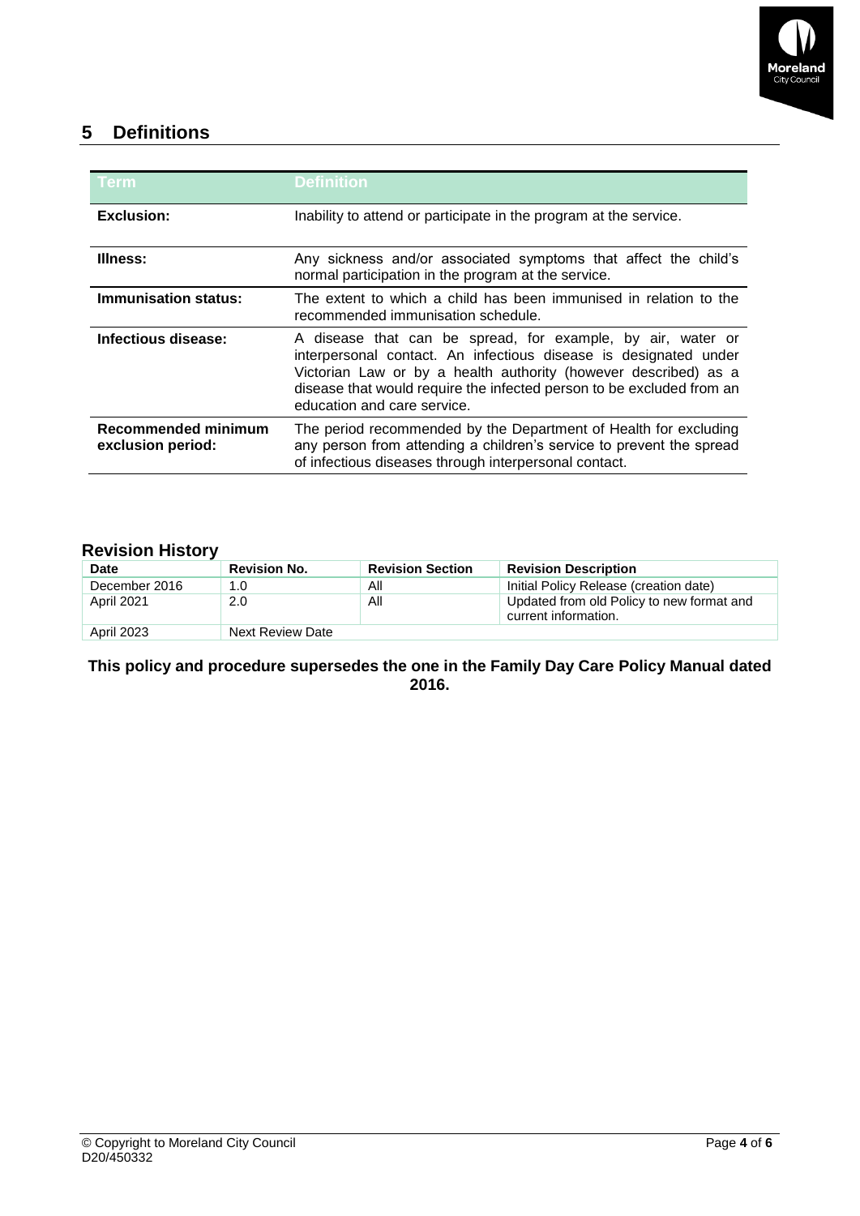## 5 Definitions

| Term | Definition |
|---|---|
| **Exclusion:** | Inability to attend or participate in the program at the service. |
| **Illness:** | Any sickness and/or associated symptoms that affect the child's normal participation in the program at the service. |
| **Immunisation status:** | The extent to which a child has been immunised in relation to the recommended immunisation schedule. |
| **Infectious disease:** | A disease that can be spread, for example, by air, water or interpersonal contact. An infectious disease is designated under Victorian Law or by a health authority (however described) as a disease that would require the infected person to be excluded from an education and care service. |
| **Recommended minimum exclusion period:** | The period recommended by the Department of Health for excluding any person from attending a children's service to prevent the spread of infectious diseases through interpersonal contact. |

### Revision History

| Date | Revision No. | Revision Section | Revision Description |
|---|---|---|---|
| December 2016 | 1.0 | All | Initial Policy Release (creation date) |
| April 2021 | 2.0 | All | Updated from old Policy to new format and current information. |
| April 2023 | Next Review Date | | |

**This policy and procedure supersedes the one in the Family Day Care Policy Manual dated 2016.**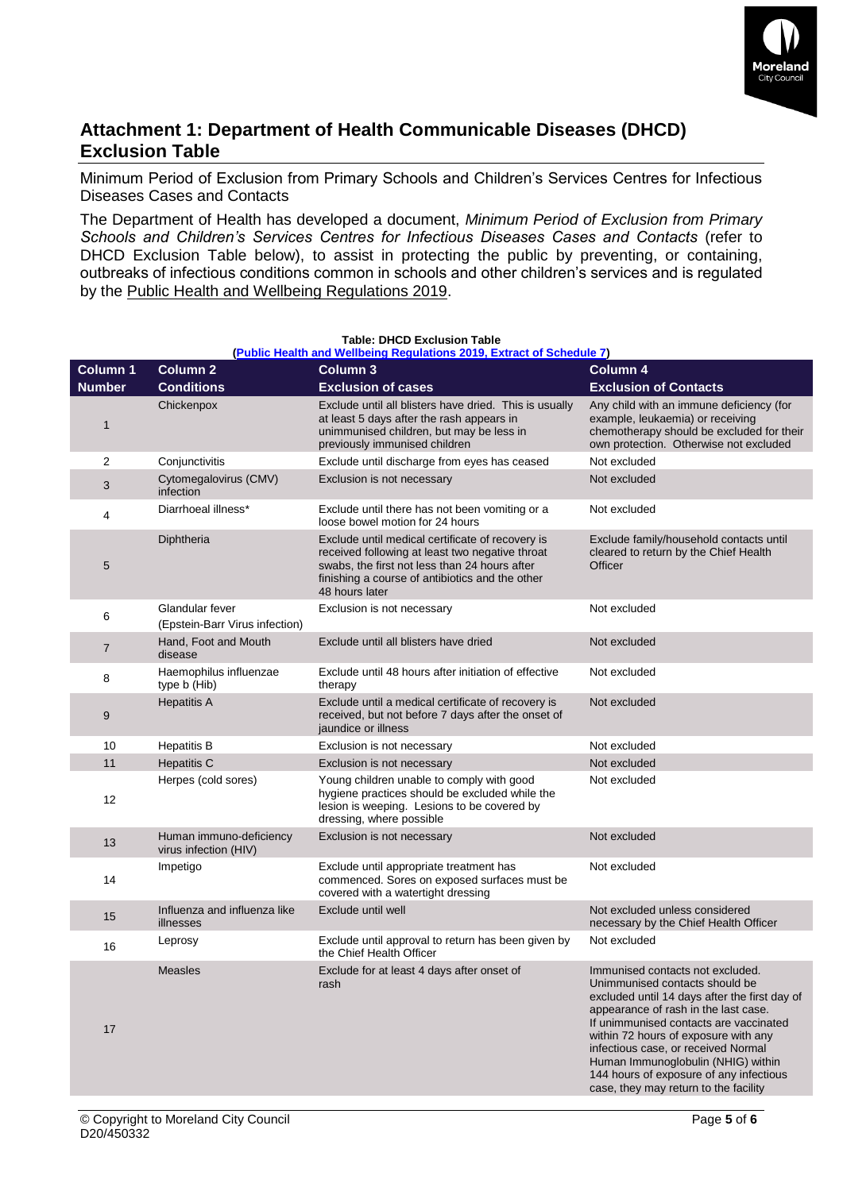## Attachment 1: Department of Health Communicable Diseases (DHCD) Exclusion Table

Minimum Period of Exclusion from Primary Schools and Children's Services Centres for Infectious Diseases Cases and Contacts

The Department of Health has developed a document, *Minimum Period of Exclusion from Primary Schools and Children's Services Centres for Infectious Diseases Cases and Contacts* (refer to DHCD Exclusion Table below), to assist in protecting the public by preventing, or containing, outbreaks of infectious conditions common in schools and other children's services and is regulated by the Public Health and Wellbeing Regulations 2019.

**Table: DHCD Exclusion Table**
**(Public Health and Wellbeing Regulations 2019, Extract of Schedule 7)**

| Column 1 Number | Column 2 Conditions | Column 3 Exclusion of cases | Column 4 Exclusion of Contacts |
|---|---|---|---|
| 1 | Chickenpox | Exclude until all blisters have dried. This is usually at least 5 days after the rash appears in unimmunised children, but may be less in previously immunised children | Any child with an immune deficiency (for example, leukaemia) or receiving chemotherapy should be excluded for their own protection. Otherwise not excluded |
| 2 | Conjunctivitis | Exclude until discharge from eyes has ceased | Not excluded |
| 3 | Cytomegalovirus (CMV) infection | Exclusion is not necessary | Not excluded |
| 4 | Diarrhoeal illness* | Exclude until there has not been vomiting or a loose bowel motion for 24 hours | Not excluded |
| 5 | Diphtheria | Exclude until medical certificate of recovery is received following at least two negative throat swabs, the first not less than 24 hours after finishing a course of antibiotics and the other 48 hours later | Exclude family/household contacts until cleared to return by the Chief Health Officer |
| 6 | Glandular fever (Epstein-Barr Virus infection) | Exclusion is not necessary | Not excluded |
| 7 | Hand, Foot and Mouth disease | Exclude until all blisters have dried | Not excluded |
| 8 | Haemophilus influenzae type b (Hib) | Exclude until 48 hours after initiation of effective therapy | Not excluded |
| 9 | Hepatitis A | Exclude until a medical certificate of recovery is received, but not before 7 days after the onset of jaundice or illness | Not excluded |
| 10 | Hepatitis B | Exclusion is not necessary | Not excluded |
| 11 | Hepatitis C | Exclusion is not necessary | Not excluded |
| 12 | Herpes (cold sores) | Young children unable to comply with good hygiene practices should be excluded while the lesion is weeping. Lesions to be covered by dressing, where possible | Not excluded |
| 13 | Human immuno-deficiency virus infection (HIV) | Exclusion is not necessary | Not excluded |
| 14 | Impetigo | Exclude until appropriate treatment has commenced. Sores on exposed surfaces must be covered with a watertight dressing | Not excluded |
| 15 | Influenza and influenza like illnesses | Exclude until well | Not excluded unless considered necessary by the Chief Health Officer |
| 16 | Leprosy | Exclude until approval to return has been given by the Chief Health Officer | Not excluded |
| 17 | Measles | Exclude for at least 4 days after onset of rash | Immunised contacts not excluded. Unimmunised contacts should be excluded until 14 days after the first day of appearance of rash in the last case. If unimmunised contacts are vaccinated within 72 hours of exposure with any infectious case, or received Normal Human Immunoglobulin (NHIG) within 144 hours of exposure of any infectious case, they may return to the facility |

© Copyright to Moreland City Council
D20/450332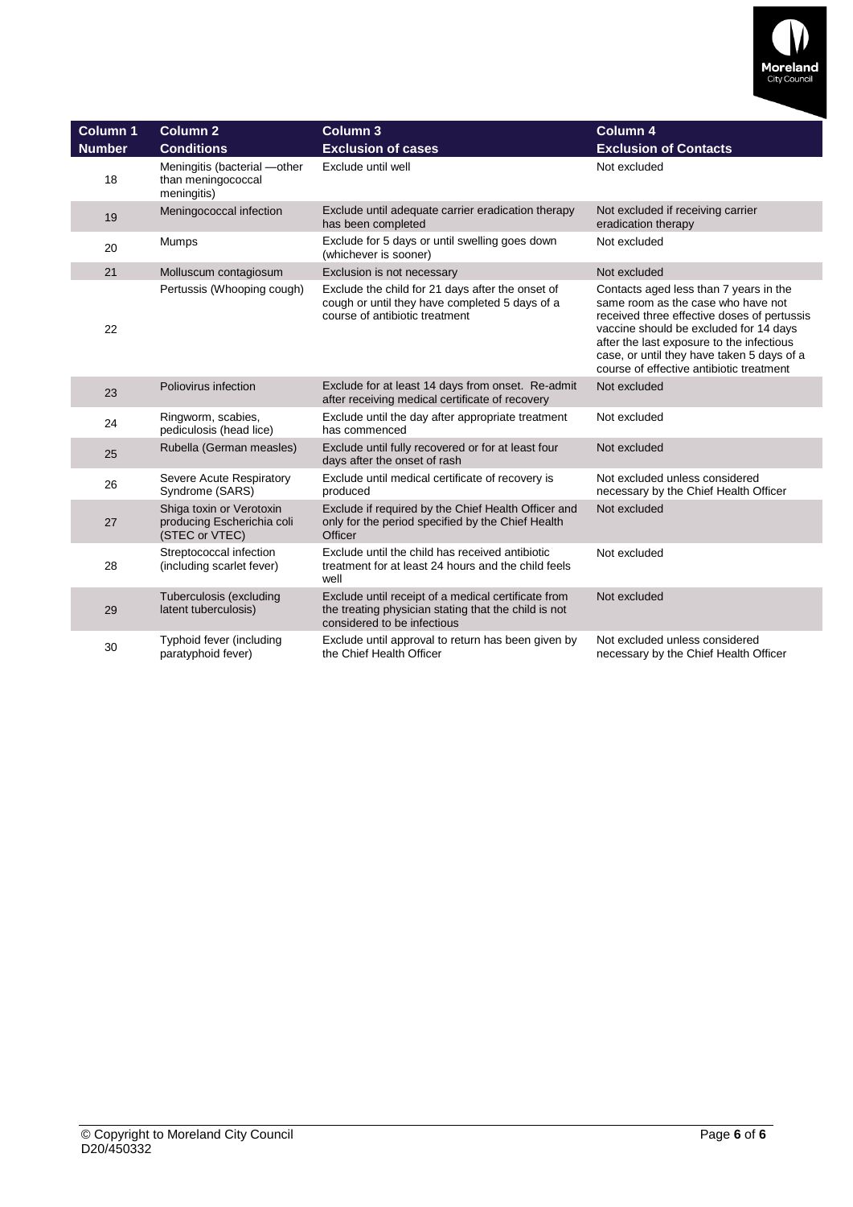| Column 1 Number | Column 2 Conditions | Column 3 Exclusion of cases | Column 4 Exclusion of Contacts |
|---|---|---|---|
| 18 | Meningitis (bacterial —other than meningococcal meningitis) | Exclude until well | Not excluded |
| 19 | Meningococcal infection | Exclude until adequate carrier eradication therapy has been completed | Not excluded if receiving carrier eradication therapy |
| 20 | Mumps | Exclude for 5 days or until swelling goes down (whichever is sooner) | Not excluded |
| 21 | Molluscum contagiosum | Exclusion is not necessary | Not excluded |
| 22 | Pertussis (Whooping cough) | Exclude the child for 21 days after the onset of cough or until they have completed 5 days of a course of antibiotic treatment | Contacts aged less than 7 years in the same room as the case who have not received three effective doses of pertussis vaccine should be excluded for 14 days after the last exposure to the infectious case, or until they have taken 5 days of a course of effective antibiotic treatment |
| 23 | Poliovirus infection | Exclude for at least 14 days from onset. Re-admit after receiving medical certificate of recovery | Not excluded |
| 24 | Ringworm, scabies, pediculosis (head lice) | Exclude until the day after appropriate treatment has commenced | Not excluded |
| 25 | Rubella (German measles) | Exclude until fully recovered or for at least four days after the onset of rash | Not excluded |
| 26 | Severe Acute Respiratory Syndrome (SARS) | Exclude until medical certificate of recovery is produced | Not excluded unless considered necessary by the Chief Health Officer |
| 27 | Shiga toxin or Verotoxin producing Escherichia coli (STEC or VTEC) | Exclude if required by the Chief Health Officer and only for the period specified by the Chief Health Officer | Not excluded |
| 28 | Streptococcal infection (including scarlet fever) | Exclude until the child has received antibiotic treatment for at least 24 hours and the child feels well | Not excluded |
| 29 | Tuberculosis (excluding latent tuberculosis) | Exclude until receipt of a medical certificate from the treating physician stating that the child is not considered to be infectious | Not excluded |
| 30 | Typhoid fever (including paratyphoid fever) | Exclude until approval to return has been given by the Chief Health Officer | Not excluded unless considered necessary by the Chief Health Officer |